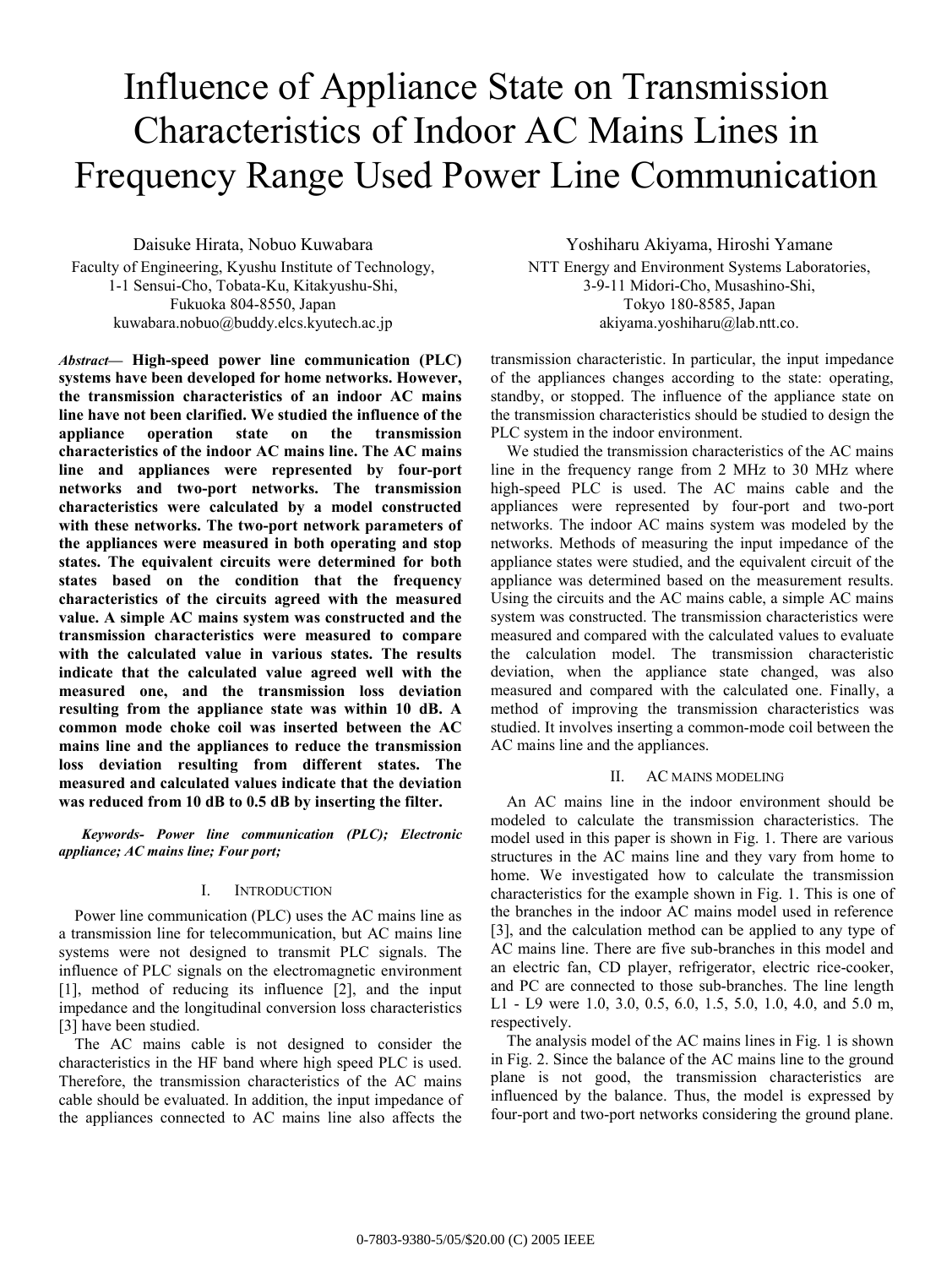# Influence of Appliance State on Transmission Characteristics of Indoor AC Mains Lines in Frequency Range Used Power Line Communication

Daisuke Hirata, Nobuo Kuwabara
Faculty of Engineering, Kyushu Institute of Technology,
1-1 Sensui-Cho, Tobata-Ku, Kitakyushu-Shi,
Fukuoka 804-8550, Japan
kuwabara.nobuo@buddy.elcs.kyutech.ac.jp

Yoshiharu Akiyama, Hiroshi Yamane
NTT Energy and Environment Systems Laboratories,
3-9-11 Midori-Cho, Musashino-Shi,
Tokyo 180-8585, Japan
akiyama.yoshiharu@lab.ntt.co.

*Abstract*— **High-speed power line communication (PLC) systems have been developed for home networks. However, the transmission characteristics of an indoor AC mains line have not been clarified. We studied the influence of the appliance operation state on the transmission characteristics of the indoor AC mains line. The AC mains line and appliances were represented by four-port networks and two-port networks. The transmission characteristics were calculated by a model constructed with these networks. The two-port network parameters of the appliances were measured in both operating and stop states. The equivalent circuits were determined for both states based on the condition that the frequency characteristics of the circuits agreed with the measured value. A simple AC mains system was constructed and the transmission characteristics were measured to compare with the calculated value in various states. The results indicate that the calculated value agreed well with the measured one, and the transmission loss deviation resulting from the appliance state was within 10 dB. A common mode choke coil was inserted between the AC mains line and the appliances to reduce the transmission loss deviation resulting from different states. The measured and calculated values indicate that the deviation was reduced from 10 dB to 0.5 dB by inserting the filter.**

***Keywords- Power line communication (PLC); Electronic appliance; AC mains line; Four port;***

## I. INTRODUCTION

Power line communication (PLC) uses the AC mains line as a transmission line for telecommunication, but AC mains line systems were not designed to transmit PLC signals. The influence of PLC signals on the electromagnetic environment [1], method of reducing its influence [2], and the input impedance and the longitudinal conversion loss characteristics [3] have been studied.

The AC mains cable is not designed to consider the characteristics in the HF band where high speed PLC is used. Therefore, the transmission characteristics of the AC mains cable should be evaluated. In addition, the input impedance of the appliances connected to AC mains line also affects the transmission characteristic. In particular, the input impedance of the appliances changes according to the state: operating, standby, or stopped. The influence of the appliance state on the transmission characteristics should be studied to design the PLC system in the indoor environment.

We studied the transmission characteristics of the AC mains line in the frequency range from 2 MHz to 30 MHz where high-speed PLC is used. The AC mains cable and the appliances were represented by four-port and two-port networks. The indoor AC mains system was modeled by the networks. Methods of measuring the input impedance of the appliance states were studied, and the equivalent circuit of the appliance was determined based on the measurement results. Using the circuits and the AC mains cable, a simple AC mains system was constructed. The transmission characteristics were measured and compared with the calculated values to evaluate the calculation model. The transmission characteristic deviation, when the appliance state changed, was also measured and compared with the calculated one. Finally, a method of improving the transmission characteristics was studied. It involves inserting a common-mode coil between the AC mains line and the appliances.

## II. AC MAINS MODELING

An AC mains line in the indoor environment should be modeled to calculate the transmission characteristics. The model used in this paper is shown in Fig. 1. There are various structures in the AC mains line and they vary from home to home. We investigated how to calculate the transmission characteristics for the example shown in Fig. 1. This is one of the branches in the indoor AC mains model used in reference [3], and the calculation method can be applied to any type of AC mains line. There are five sub-branches in this model and an electric fan, CD player, refrigerator, electric rice-cooker, and PC are connected to those sub-branches. The line length L1 - L9 were 1.0, 3.0, 0.5, 6.0, 1.5, 5.0, 1.0, 4.0, and 5.0 m, respectively.

The analysis model of the AC mains lines in Fig. 1 is shown in Fig. 2. Since the balance of the AC mains line to the ground plane is not good, the transmission characteristics are influenced by the balance. Thus, the model is expressed by four-port and two-port networks considering the ground plane.

0-7803-9380-5/05/$20.00 (C) 2005 IEEE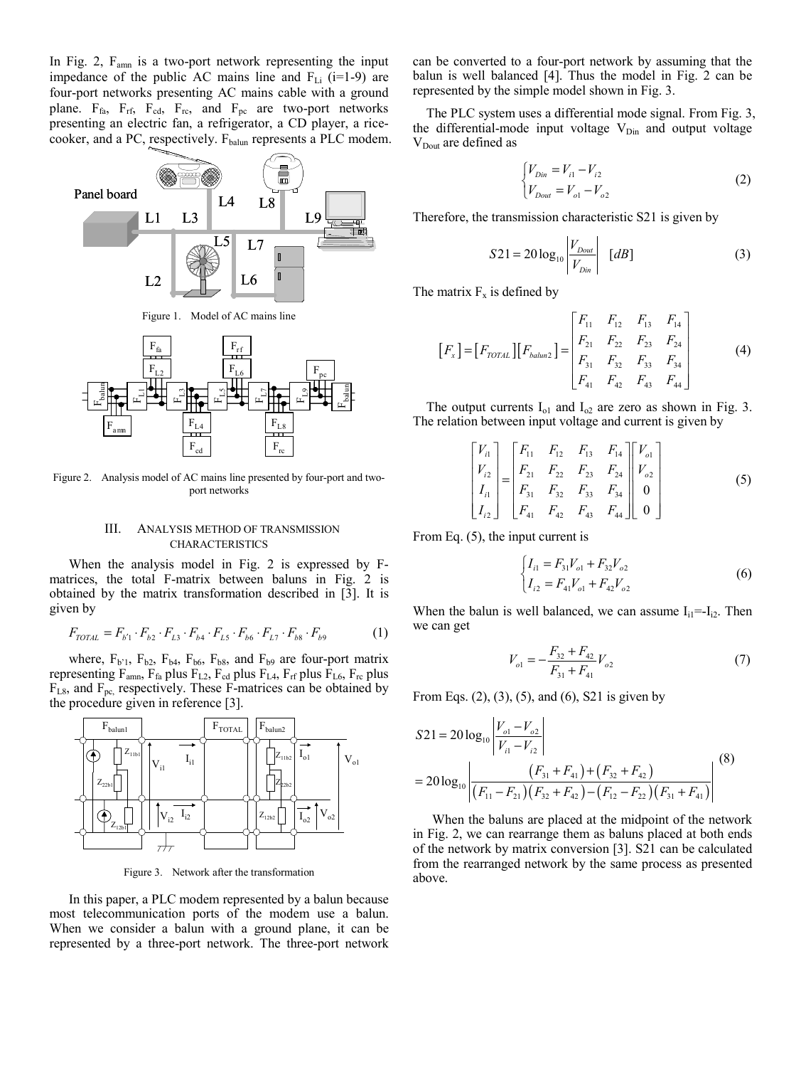In Fig. 2, $F_{amn}$ is a two-port network representing the input impedance of the public AC mains line and $F_{Li}$ (i=1-9) are four-port networks presenting AC mains cable with a ground plane. $F_{fa}$, $F_{rf}$, $F_{cd}$, $F_{rc}$, and $F_{pc}$ are two-port networks presenting an electric fan, a refrigerator, a CD player, a rice-cooker, and a PC, respectively. $F_{balun}$ represents a PLC modem.

Panel board
L1 L2 L3 L4 L5 L6 L7 L8 L9

Figure 1. Model of AC mains line

$F_{balun}$ $F_{L1}$ $F_{L2}$ $F_{L3}$ $F_{L4}$ $F_{L5}$ $F_{L6}$ $F_{L7}$ $F_{L8}$ $F_{L9}$ $F_{balun}$ $F_{fa}$ $F_{rf}$ $F_{pc}$ $F_{amn}$ $F_{cd}$ $F_{rc}$

Figure 2. Analysis model of AC mains line presented by four-port and two-port networks

### III. ANALYSIS METHOD OF TRANSMISSION CHARACTERISTICS

When the analysis model in Fig. 2 is expressed by F-matrices, the total F-matrix between baluns in Fig. 2 is obtained by the matrix transformation described in [3]. It is given by

$$F_{TOTAL} = F_{b'1} \cdot F_{b2} \cdot F_{L3} \cdot F_{b4} \cdot F_{L5} \cdot F_{b6} \cdot F_{L7} \cdot F_{b8} \cdot F_{b9} \tag{1}$$

where, $F_{b'1}$, $F_{b2}$, $F_{b4}$, $F_{b6}$, $F_{b8}$, and $F_{b9}$ are four-port matrix representing $F_{amn}$, $F_{fa}$ plus $F_{L2}$, $F_{cd}$ plus $F_{L4}$, $F_{rf}$ plus $F_{L6}$, $F_{rc}$ plus $F_{L8}$, and $F_{pc}$, respectively. These F-matrices can be obtained by the procedure given in reference [3].

$F_{balun1}$ $F_{TOTAL}$ $F_{balun2}$ $Z_{11b1}$ $Z_{22b1}$ $Z_{12b1}$ $V_{i1}$ $I_{i1}$ $V_{i2}$ $I_{i2}$ $Z_{11b2}$ $Z_{22b2}$ $Z_{12b2}$ $I_{o1}$ $V_{o1}$ $I_{o2}$ $V_{o2}$

Figure 3. Network after the transformation

In this paper, a PLC modem represented by a balun because most telecommunication ports of the modem use a balun. When we consider a balun with a ground plane, it can be represented by a three-port network. The three-port network can be converted to a four-port network by assuming that the balun is well balanced [4]. Thus the model in Fig. 2 can be represented by the simple model shown in Fig. 3.

The PLC system uses a differential mode signal. From Fig. 3, the differential-mode input voltage $V_{Din}$ and output voltage $V_{Dout}$ are defined as

$$\begin{cases} V_{Din} = V_{i1} - V_{i2} \\ V_{Dout} = V_{o1} - V_{o2} \end{cases} \tag{2}$$

Therefore, the transmission characteristic S21 is given by

$$S21 = 20\log_{10}\left|\frac{V_{Dout}}{V_{Din}}\right| \quad [dB] \tag{3}$$

The matrix $F_x$ is defined by

$$[F_x] = [F_{TOTAL}][F_{balun2}] = \begin{bmatrix} F_{11} & F_{12} & F_{13} & F_{14} \\ F_{21} & F_{22} & F_{23} & F_{24} \\ F_{31} & F_{32} & F_{33} & F_{34} \\ F_{41} & F_{42} & F_{43} & F_{44} \end{bmatrix} \tag{4}$$

The output currents $I_{o1}$ and $I_{o2}$ are zero as shown in Fig. 3. The relation between input voltage and current is given by

$$\begin{bmatrix} V_{i1} \\ V_{i2} \\ I_{i1} \\ I_{i2} \end{bmatrix} = \begin{bmatrix} F_{11} & F_{12} & F_{13} & F_{14} \\ F_{21} & F_{22} & F_{23} & F_{24} \\ F_{31} & F_{32} & F_{33} & F_{34} \\ F_{41} & F_{42} & F_{43} & F_{44} \end{bmatrix} \begin{bmatrix} V_{o1} \\ V_{o2} \\ 0 \\ 0 \end{bmatrix} \tag{5}$$

From Eq. (5), the input current is

$$\begin{cases} I_{i1} = F_{31}V_{o1} + F_{32}V_{o2} \\ I_{i2} = F_{41}V_{o1} + F_{42}V_{o2} \end{cases} \tag{6}$$

When the balun is well balanced, we can assume $I_{i1}$=-$I_{i2}$. Then we can get

$$V_{o1} = -\frac{F_{32} + F_{42}}{F_{31} + F_{41}} V_{o2} \tag{7}$$

From Eqs. (2), (3), (5), and (6), S21 is given by

$$\begin{aligned} S21 &= 20\log_{10}\left|\frac{V_{o1} - V_{o2}}{V_{i1} - V_{i2}}\right| \\ &= 20\log_{10}\left|\frac{(F_{31} + F_{41}) + (F_{32} + F_{42})}{(F_{11} - F_{21})(F_{32} + F_{42}) - (F_{12} - F_{22})(F_{31} + F_{41})}\right| \end{aligned} \tag{8}$$

When the baluns are placed at the midpoint of the network in Fig. 2, we can rearrange them as baluns placed at both ends of the network by matrix conversion [3]. S21 can be calculated from the rearranged network by the same process as presented above.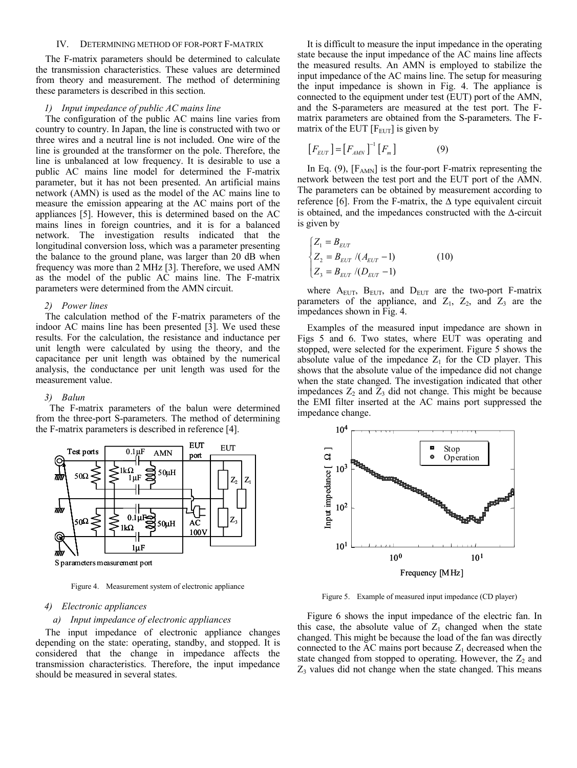## IV. DETERMINING METHOD OF FOR-PORT F-MATRIX

The F-matrix parameters should be determined to calculate the transmission characteristics. These values are determined from theory and measurement. The method of determining these parameters is described in this section.

### *1) Input impedance of public AC mains line*

The configuration of the public AC mains line varies from country to country. In Japan, the line is constructed with two or three wires and a neutral line is not included. One wire of the line is grounded at the transformer on the pole. Therefore, the line is unbalanced at low frequency. It is desirable to use a public AC mains line model for determined the F-matrix parameter, but it has not been presented. An artificial mains network (AMN) is used as the model of the AC mains line to measure the emission appearing at the AC mains port of the appliances [5]. However, this is determined based on the AC mains lines in foreign countries, and it is for a balanced network. The investigation results indicated that the longitudinal conversion loss, which was a parameter presenting the balance to the ground plane, was larger than 20 dB when frequency was more than 2 MHz [3]. Therefore, we used AMN as the model of the public AC mains line. The F-matrix parameters were determined from the AMN circuit.

### *2) Power lines*

The calculation method of the F-matrix parameters of the indoor AC mains line has been presented [3]. We used these results. For the calculation, the resistance and inductance per unit length were calculated by using the theory, and the capacitance per unit length was obtained by the numerical analysis, the conductance per unit length was used for the measurement value.

### *3) Balun*

The F-matrix parameters of the balun were determined from the three-port S-parameters. The method of determining the F-matrix parameters is described in reference [4].

Test ports
0.1μF
AMN
EUT port
EUT
50Ω
1kΩ
1μF
50μH
$Z_2$
$Z_1$
50Ω
0.1μF
1kΩ
50μH
AC 100V
$Z_3$
1μF
S parameters measurement port

Figure 4. Measurement system of electronic appliance

### *4) Electronic appliances*

#### *a) Input impedance of electronic appliances*

The input impedance of electronic appliance changes depending on the state: operating, standby, and stopped. It is considered that the change in impedance affects the transmission characteristics. Therefore, the input impedance should be measured in several states.

It is difficult to measure the input impedance in the operating state because the input impedance of the AC mains line affects the measured results. An AMN is employed to stabilize the input impedance of the AC mains line. The setup for measuring the input impedance is shown in Fig. 4. The appliance is connected to the equipment under test (EUT) port of the AMN, and the S-parameters are measured at the test port. The F-matrix parameters are obtained from the S-parameters. The F-matrix of the EUT $[F_{EUT}]$ is given by

$$[F_{EUT}] = [F_{AMN}]^{-1}[F_m] \qquad (9)$$

In Eq. (9), $[F_{AMN}]$ is the four-port F-matrix representing the network between the test port and the EUT port of the AMN. The parameters can be obtained by measurement according to reference [6]. From the F-matrix, the Δ type equivalent circuit is obtained, and the impedances constructed with the Δ-circuit is given by

$$\begin{cases} Z_1 = B_{EUT} \\ Z_2 = B_{EUT}/(A_{EUT} - 1) \\ Z_3 = B_{EUT}/(D_{EUT} - 1) \end{cases} \qquad (10)$$

where $A_{EUT}$, $B_{EUT}$, and $D_{EUT}$ are the two-port F-matrix parameters of the appliance, and $Z_1$, $Z_2$, and $Z_3$ are the impedances shown in Fig. 4.

Examples of the measured input impedance are shown in Figs 5 and 6. Two states, where EUT was operating and stopped, were selected for the experiment. Figure 5 shows the absolute value of the impedance $Z_1$ for the CD player. This shows that the absolute value of the impedance did not change when the state changed. The investigation indicated that other impedances $Z_2$ and $Z_3$ did not change. This might be because the EMI filter inserted at the AC mains port suppressed the impedance change.

Input impedance [ Ω ]
$10^4$
$10^3$
$10^2$
$10^1$
Stop
Operation
$10^0$
$10^1$
Frequency [MHz]

Figure 5. Example of measured input impedance (CD player)

Figure 6 shows the input impedance of the electric fan. In this case, the absolute value of $Z_1$ changed when the state changed. This might be because the load of the fan was directly connected to the AC mains port because $Z_1$ decreased when the state changed from stopped to operating. However, the $Z_2$ and $Z_3$ values did not change when the state changed. This means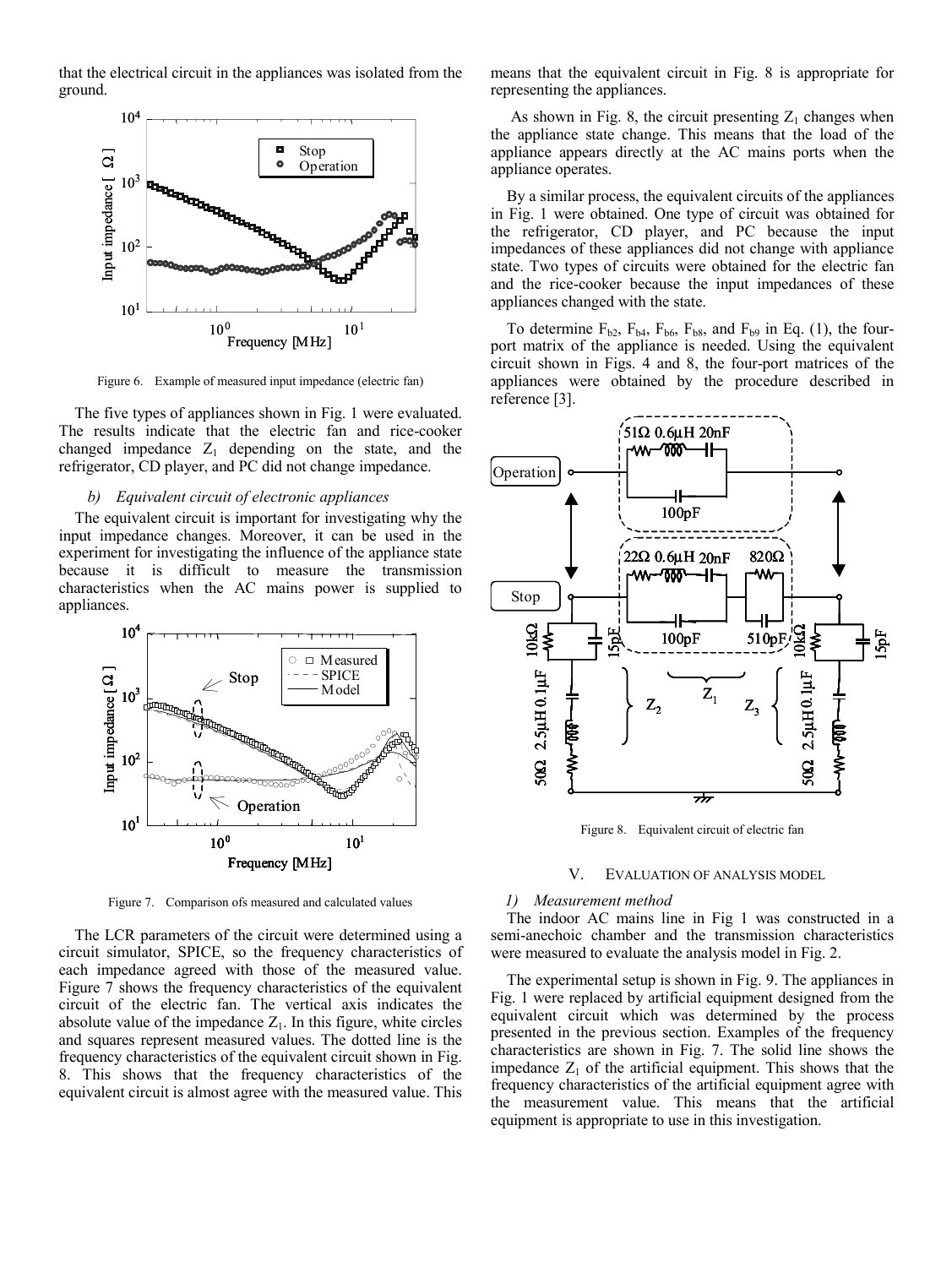that the electrical circuit in the appliances was isolated from the ground.

Input impedance [ Ω ]
$10^4$
$10^3$
$10^2$
$10^1$
Stop
Operation
$10^0$
$10^1$
Frequency [MHz]

Figure 6. Example of measured input impedance (electric fan)

The five types of appliances shown in Fig. 1 were evaluated. The results indicate that the electric fan and rice-cooker changed impedance $Z_1$ depending on the state, and the refrigerator, CD player, and PC did not change impedance.

*b) Equivalent circuit of electronic appliances*

The equivalent circuit is important for investigating why the input impedance changes. Moreover, it can be used in the experiment for investigating the influence of the appliance state because it is difficult to measure the transmission characteristics when the AC mains power is supplied to appliances.

Input impedance [ Ω ]
$10^4$
$10^3$
$10^2$
$10^1$
Stop
Operation
Measured
SPICE
Model
$10^0$
$10^1$
Frequency [MHz]

Figure 7. Comparison ofs measured and calculated values

The LCR parameters of the circuit were determined using a circuit simulator, SPICE, so the frequency characteristics of each impedance agreed with those of the measured value. Figure 7 shows the frequency characteristics of the equivalent circuit of the electric fan. The vertical axis indicates the absolute value of the impedance $Z_1$. In this figure, white circles and squares represent measured values. The dotted line is the frequency characteristics of the equivalent circuit shown in Fig. 8. This shows that the frequency characteristics of the equivalent circuit is almost agree with the measured value. This means that the equivalent circuit in Fig. 8 is appropriate for representing the appliances.

As shown in Fig. 8, the circuit presenting $Z_1$ changes when the appliance state change. This means that the load of the appliance appears directly at the AC mains ports when the appliance operates.

By a similar process, the equivalent circuits of the appliances in Fig. 1 were obtained. One type of circuit was obtained for the refrigerator, CD player, and PC because the input impedances of these appliances did not change with appliance state. Two types of circuits were obtained for the electric fan and the rice-cooker because the input impedances of these appliances changed with the state.

To determine $F_{b2}$, $F_{b4}$, $F_{b6}$, $F_{b8}$, and $F_{b9}$ in Eq. (1), the four-port matrix of the appliance is needed. Using the equivalent circuit shown in Figs. 4 and 8, the four-port matrices of the appliances were obtained by the procedure described in reference [3].

Operation
51Ω 0.6μH 20nF
100pF
Stop
22Ω 0.6μH 20nF
820Ω
100pF
510pF
10kΩ
15pF
0.1μF
2.5μH
50Ω
$Z_2$
$Z_1$
$Z_3$
10kΩ
15pF
0.1μF
2.5μH
50Ω

Figure 8. Equivalent circuit of electric fan

## V. EVALUATION OF ANALYSIS MODEL

*1) Measurement method*

The indoor AC mains line in Fig 1 was constructed in a semi-anechoic chamber and the transmission characteristics were measured to evaluate the analysis model in Fig. 2.

The experimental setup is shown in Fig. 9. The appliances in Fig. 1 were replaced by artificial equipment designed from the equivalent circuit which was determined by the process presented in the previous section. Examples of the frequency characteristics are shown in Fig. 7. The solid line shows the impedance $Z_1$ of the artificial equipment. This shows that the frequency characteristics of the artificial equipment agree with the measurement value. This means that the artificial equipment is appropriate to use in this investigation.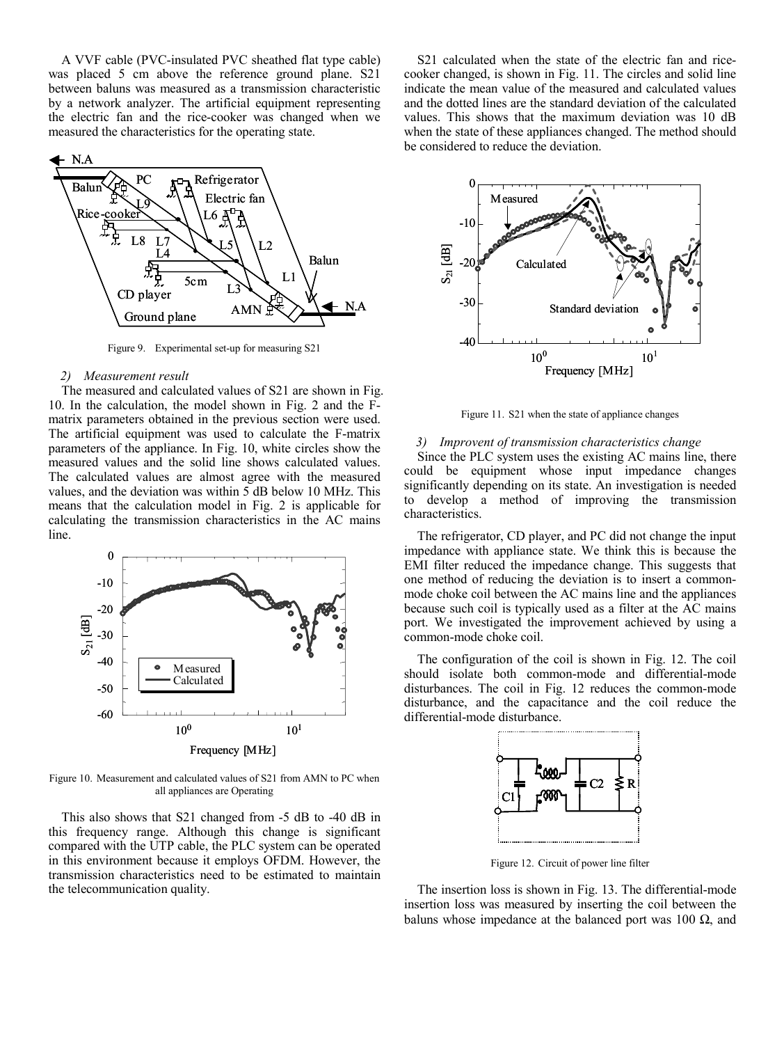A VVF cable (PVC-insulated PVC sheathed flat type cable) was placed 5 cm above the reference ground plane. S21 between baluns was measured as a transmission characteristic by a network analyzer. The artificial equipment representing the electric fan and the rice-cooker was changed when we measured the characteristics for the operating state.

N.A
PC
Refrigerator
Balun
Electric fan
L9
Rice-cooker
L6
L8
L7
L5
L2
L4
Balun
5cm
L1
L3
CD player
AMN
N.A
Ground plane

Figure 9. Experimental set-up for measuring S21

### 2) Measurement result

The measured and calculated values of S21 are shown in Fig. 10. In the calculation, the model shown in Fig. 2 and the F-matrix parameters obtained in the previous section were used. The artificial equipment was used to calculate the F-matrix parameters of the appliance. In Fig. 10, white circles show the measured values and the solid line shows calculated values. The calculated values are almost agree with the measured values, and the deviation was within 5 dB below 10 MHz. This means that the calculation model in Fig. 2 is applicable for calculating the transmission characteristics in the AC mains line.

0
-10
-20
-30
-40
-50
-60
$S_{21}$ [dB]
Measured
Calculated
$10^0$
$10^1$
Frequency [MHz]

Figure 10. Measurement and calculated values of S21 from AMN to PC when all appliances are Operating

This also shows that S21 changed from -5 dB to -40 dB in this frequency range. Although this change is significant compared with the UTP cable, the PLC system can be operated in this environment because it employs OFDM. However, the transmission characteristics need to be estimated to maintain the telecommunication quality.

S21 calculated when the state of the electric fan and rice-cooker changed, is shown in Fig. 11. The circles and solid line indicate the mean value of the measured and calculated values and the dotted lines are the standard deviation of the calculated values. This shows that the maximum deviation was 10 dB when the state of these appliances changed. The method should be considered to reduce the deviation.

0
-10
-20
-30
-40
$S_{21}$ [dB]
Measured
Calculated
Standard deviation
$10^0$
$10^1$
Frequency [MHz]

Figure 11. S21 when the state of appliance changes

### 3) Improvent of transmission characteristics change

Since the PLC system uses the existing AC mains line, there could be equipment whose input impedance changes significantly depending on its state. An investigation is needed to develop a method of improving the transmission characteristics.

The refrigerator, CD player, and PC did not change the input impedance with appliance state. We think this is because the EMI filter reduced the impedance change. This suggests that one method of reducing the deviation is to insert a common-mode choke coil between the AC mains line and the appliances because such coil is typically used as a filter at the AC mains port. We investigated the improvement achieved by using a common-mode choke coil.

The configuration of the coil is shown in Fig. 12. The coil should isolate both common-mode and differential-mode disturbances. The coil in Fig. 12 reduces the common-mode disturbance, and the capacitance and the coil reduce the differential-mode disturbance.

C1
C2
R

Figure 12. Circuit of power line filter

The insertion loss is shown in Fig. 13. The differential-mode insertion loss was measured by inserting the coil between the baluns whose impedance at the balanced port was 100 Ω, and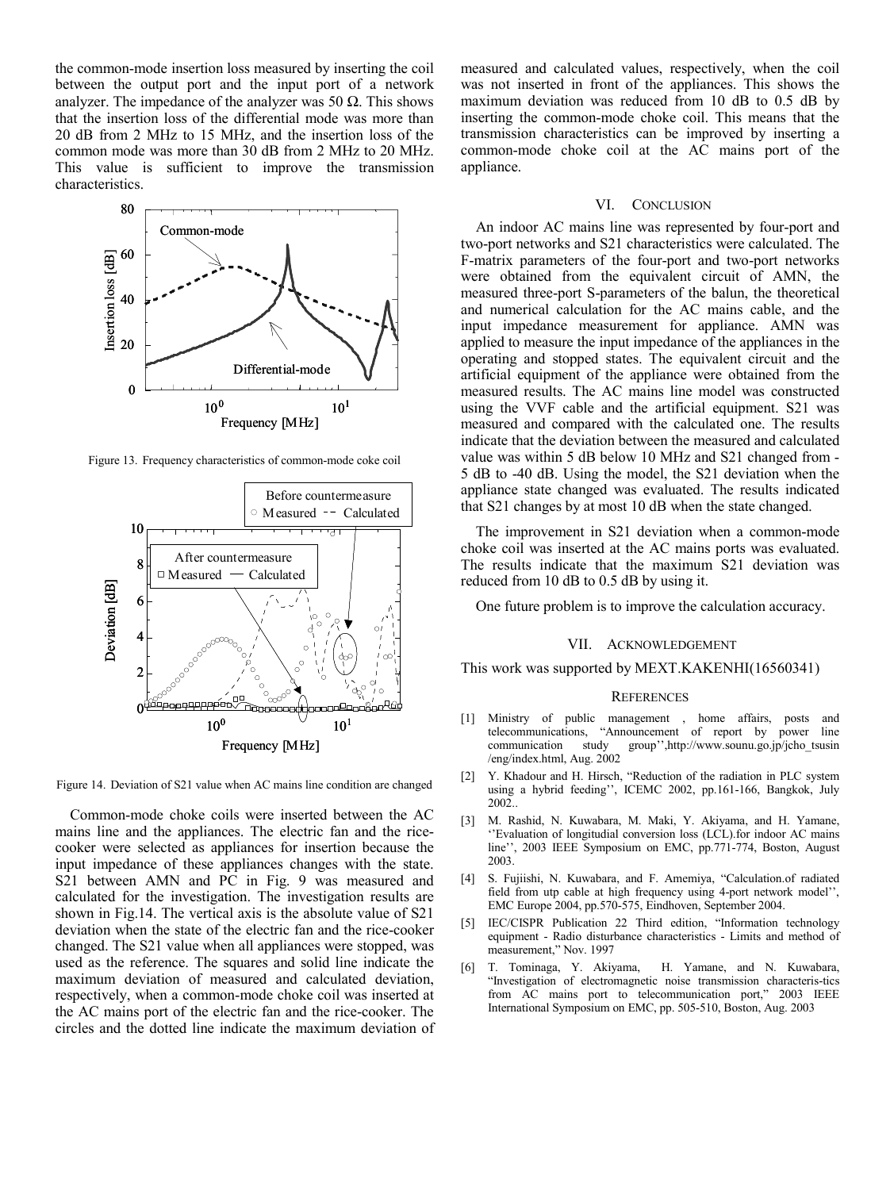the common-mode insertion loss measured by inserting the coil between the output port and the input port of a network analyzer. The impedance of the analyzer was 50 Ω. This shows that the insertion loss of the differential mode was more than 20 dB from 2 MHz to 15 MHz, and the insertion loss of the common mode was more than 30 dB from 2 MHz to 20 MHz. This value is sufficient to improve the transmission characteristics.

80
60
40
20
0
Insertion loss [dB]
Common-mode
Differential-mode
$10^0$
$10^1$
Frequency [MHz]

Figure 13. Frequency characteristics of common-mode coke coil

Before countermeasure
○ Measured -- Calculated
After countermeasure
□ Measured — Calculated
10
8
6
4
2
0
Deviation [dB]
$10^0$
$10^1$
Frequency [MHz]

Figure 14. Deviation of S21 value when AC mains line condition are changed

Common-mode choke coils were inserted between the AC mains line and the appliances. The electric fan and the rice-cooker were selected as appliances for insertion because the input impedance of these appliances changes with the state. S21 between AMN and PC in Fig. 9 was measured and calculated for the investigation. The investigation results are shown in Fig.14. The vertical axis is the absolute value of S21 deviation when the state of the electric fan and the rice-cooker changed. The S21 value when all appliances were stopped, was used as the reference. The squares and solid line indicate the maximum deviation of measured and calculated deviation, respectively, when a common-mode choke coil was inserted at the AC mains port of the electric fan and the rice-cooker. The circles and the dotted line indicate the maximum deviation of measured and calculated values, respectively, when the coil was not inserted in front of the appliances. This shows the maximum deviation was reduced from 10 dB to 0.5 dB by inserting the common-mode choke coil. This means that the transmission characteristics can be improved by inserting a common-mode choke coil at the AC mains port of the appliance.

## VI. CONCLUSION

An indoor AC mains line was represented by four-port and two-port networks and S21 characteristics were calculated. The F-matrix parameters of the four-port and two-port networks were obtained from the equivalent circuit of AMN, the measured three-port S-parameters of the balun, the theoretical and numerical calculation for the AC mains cable, and the input impedance measurement for appliance. AMN was applied to measure the input impedance of the appliances in the operating and stopped states. The equivalent circuit and the artificial equipment of the appliance were obtained from the measured results. The AC mains line model was constructed using the VVF cable and the artificial equipment. S21 was measured and compared with the calculated one. The results indicate that the deviation between the measured and calculated value was within 5 dB below 10 MHz and S21 changed from -5 dB to -40 dB. Using the model, the S21 deviation when the appliance state changed was evaluated. The results indicated that S21 changes by at most 10 dB when the state changed.

The improvement in S21 deviation when a common-mode choke coil was inserted at the AC mains ports was evaluated. The results indicate that the maximum S21 deviation was reduced from 10 dB to 0.5 dB by using it.

One future problem is to improve the calculation accuracy.

## VII. ACKNOWLEDGEMENT

This work was supported by MEXT.KAKENHI(16560341)

## REFERENCES

[1] Ministry of public management , home affairs, posts and telecommunications, "Announcement of report by power line communication study group'',http://www.sounu.go.jp/jcho_tsusin /eng/index.html, Aug. 2002

[2] Y. Khadour and H. Hirsch, "Reduction of the radiation in PLC system using a hybrid feeding'', ICEMC 2002, pp.161-166, Bangkok, July 2002..

[3] M. Rashid, N. Kuwabara, M. Maki, Y. Akiyama, and H. Yamane, ''Evaluation of longitudial conversion loss (LCL).for indoor AC mains line'', 2003 IEEE Symposium on EMC, pp.771-774, Boston, August 2003.

[4] S. Fujiishi, N. Kuwabara, and F. Amemiya, "Calculation.of radiated field from utp cable at high frequency using 4-port network model'', EMC Europe 2004, pp.570-575, Eindhoven, September 2004.

[5] IEC/CISPR Publication 22 Third edition, "Information technology equipment - Radio disturbance characteristics - Limits and method of measurement," Nov. 1997

[6] T. Tominaga, Y. Akiyama, H. Yamane, and N. Kuwabara, "Investigation of electromagnetic noise transmission characteris-tics from AC mains port to telecommunication port," 2003 IEEE International Symposium on EMC, pp. 505-510, Boston, Aug. 2003